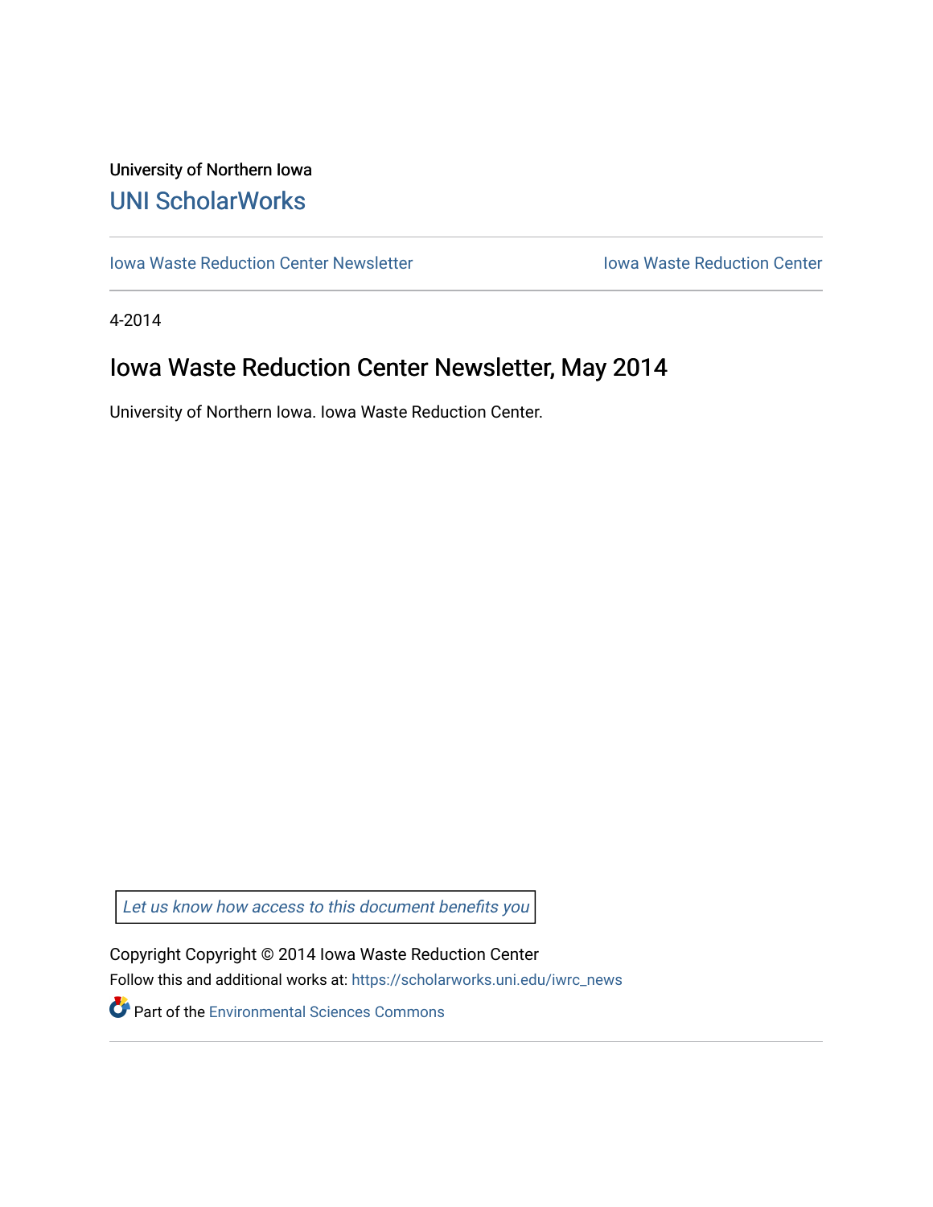University of Northern Iowa

UNI ScholarWorks

Iowa Waste Reduction Center Newsletter | Iowa Waste Reduction Center

4-2014

# Iowa Waste Reduction Center Newsletter, May 2014

University of Northern Iowa. Iowa Waste Reduction Center.

*Let us know how access to this document benefits you*

Copyright Copyright © 2014 Iowa Waste Reduction Center

Follow this and additional works at: https://scholarworks.uni.edu/iwrc_news

Part of the Environmental Sciences Commons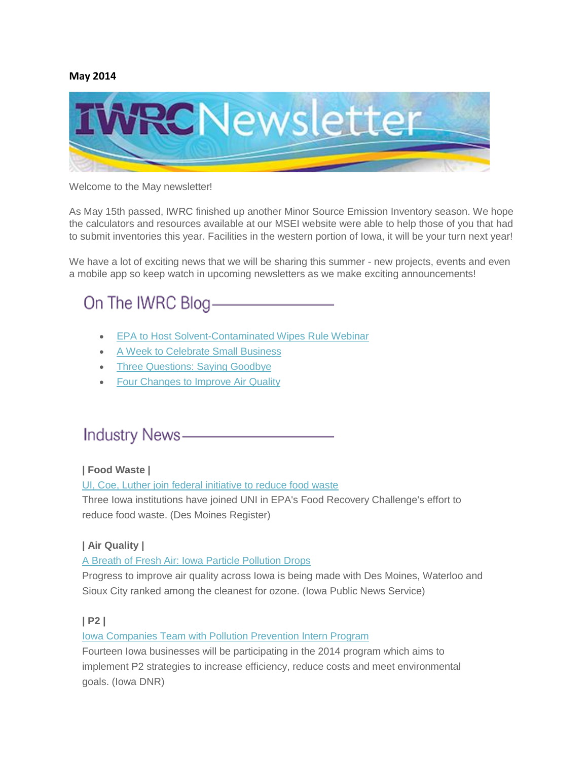**May 2014**

# IWRC Newsletter

Welcome to the May newsletter!

As May 15th passed, IWRC finished up another Minor Source Emission Inventory season. We hope the calculators and resources available at our MSEI website were able to help those of you that had to submit inventories this year. Facilities in the western portion of Iowa, it will be your turn next year!

We have a lot of exciting news that we will be sharing this summer - new projects, events and even a mobile app so keep watch in upcoming newsletters as we make exciting announcements!

## On The IWRC Blog

- EPA to Host Solvent-Contaminated Wipes Rule Webinar
- A Week to Celebrate Small Business
- Three Questions: Saying Goodbye
- Four Changes to Improve Air Quality

## Industry News

**| Food Waste |**

UI, Coe, Luther join federal initiative to reduce food waste

Three Iowa institutions have joined UNI in EPA's Food Recovery Challenge's effort to reduce food waste. (Des Moines Register)

**| Air Quality |**

A Breath of Fresh Air: Iowa Particle Pollution Drops

Progress to improve air quality across Iowa is being made with Des Moines, Waterloo and Sioux City ranked among the cleanest for ozone. (Iowa Public News Service)

**| P2 |**

Iowa Companies Team with Pollution Prevention Intern Program

Fourteen Iowa businesses will be participating in the 2014 program which aims to implement P2 strategies to increase efficiency, reduce costs and meet environmental goals. (Iowa DNR)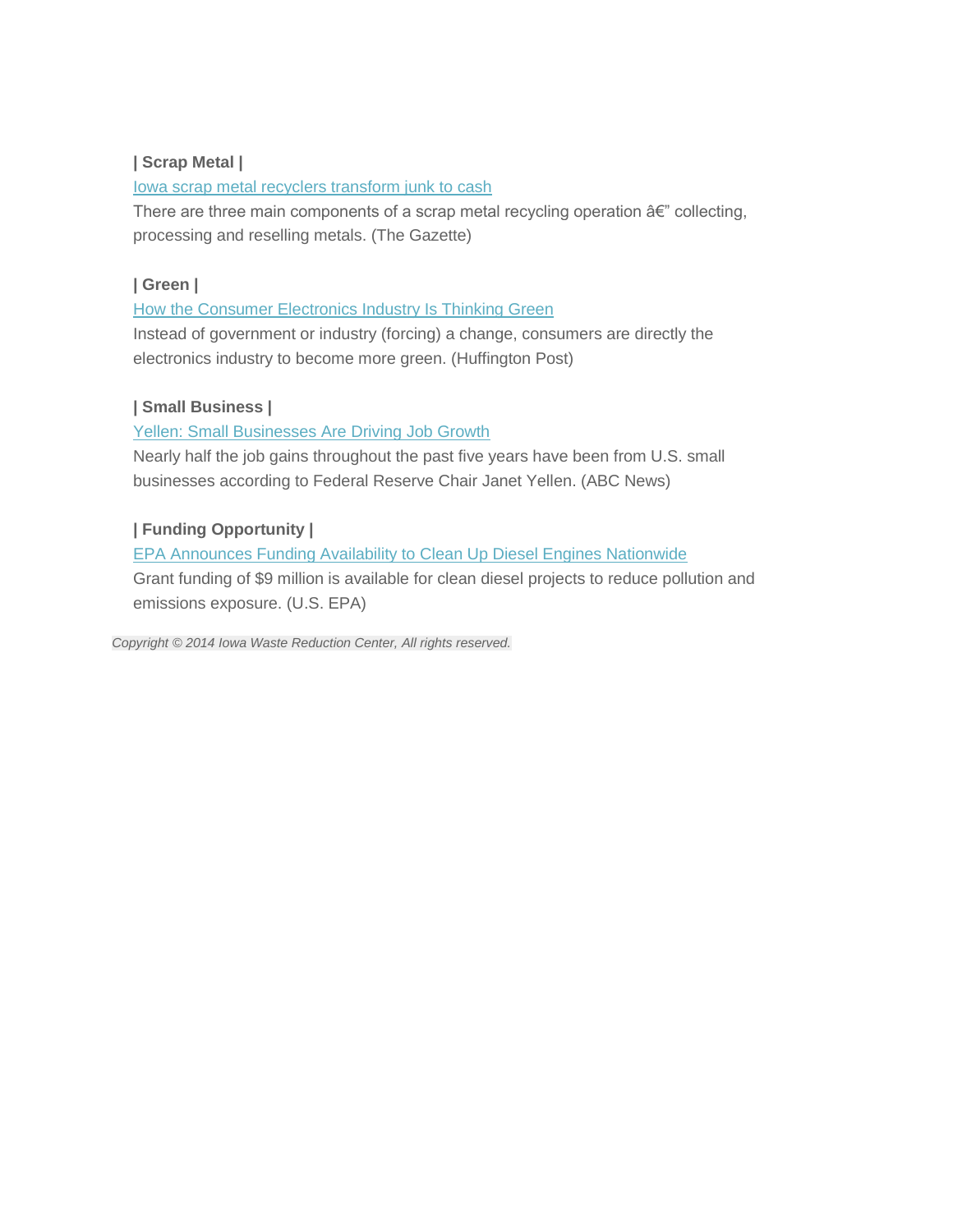**| Scrap Metal |**

Iowa scrap metal recyclers transform junk to cash

There are three main components of a scrap metal recycling operation â€" collecting, processing and reselling metals. (The Gazette)

**| Green |**

How the Consumer Electronics Industry Is Thinking Green

Instead of government or industry (forcing) a change, consumers are directly the electronics industry to become more green. (Huffington Post)

**| Small Business |**

Yellen: Small Businesses Are Driving Job Growth

Nearly half the job gains throughout the past five years have been from U.S. small businesses according to Federal Reserve Chair Janet Yellen. (ABC News)

**| Funding Opportunity |**

EPA Announces Funding Availability to Clean Up Diesel Engines Nationwide

Grant funding of $9 million is available for clean diesel projects to reduce pollution and emissions exposure. (U.S. EPA)

*Copyright © 2014 Iowa Waste Reduction Center, All rights reserved.*